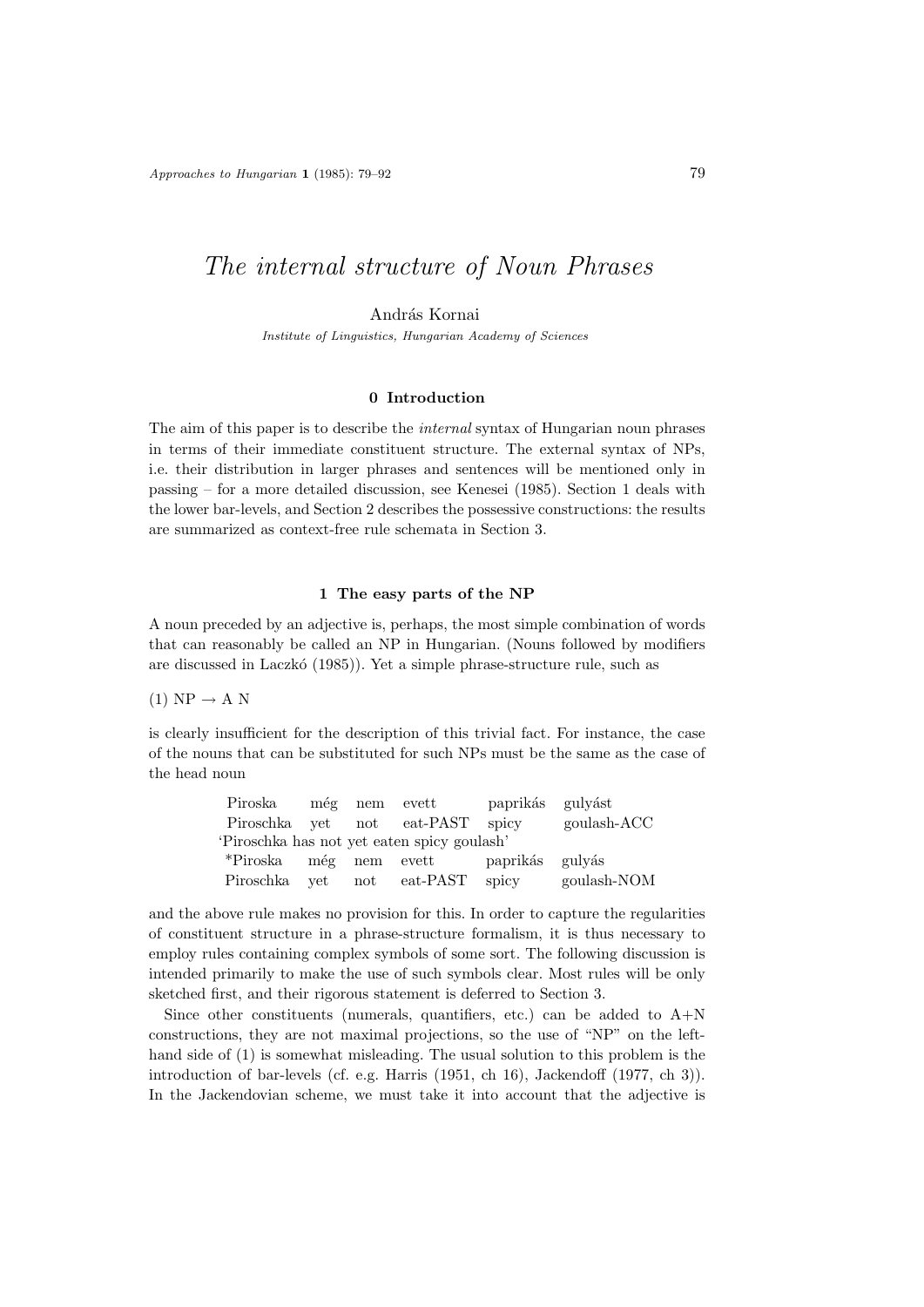# The internal structure of Noun Phrases

András Kornai

*Institute of Linguistics, Hungarian Academy of Sciences*

## 0 Introduction

The aim of this paper is to describe the *internal* syntax of Hungarian noun phrases in terms of their immediate constituent structure. The external syntax of NPs, i.e. their distribution in larger phrases and sentences will be mentioned only in passing – for a more detailed discussion, see Kenesei (1985). Section 1 deals with the lower bar-levels, and Section 2 describes the possessive constructions: the results are summarized as context-free rule schemata in Section 3.

## 1 The easy parts of the NP

A noun preceded by an adjective is, perhaps, the most simple combination of words that can reasonably be called an NP in Hungarian. (Nouns followed by modifiers are discussed in Laczkó (1985)). Yet a simple phrase-structure rule, such as

(1) NP → A N

is clearly insufficient for the description of this trivial fact. For instance, the case of the nouns that can be substituted for such NPs must be the same as the case of the head noun

| | | | | | |
|---|---|---|---|---|---|
| Piroska | még | nem | evett | paprikás | gulyást |
| Piroschka | yet | not | eat-PAST | spicy | goulash-ACC |

'Piroschka has not yet eaten spicy goulash'

| | | | | | |
|---|---|---|---|---|---|
| *Piroska | még | nem | evett | paprikás | gulyás |
| Piroschka | yet | not | eat-PAST | spicy | goulash-NOM |

and the above rule makes no provision for this. In order to capture the regularities of constituent structure in a phrase-structure formalism, it is thus necessary to employ rules containing complex symbols of some sort. The following discussion is intended primarily to make the use of such symbols clear. Most rules will be only sketched first, and their rigorous statement is deferred to Section 3.

Since other constituents (numerals, quantifiers, etc.) can be added to A+N constructions, they are not maximal projections, so the use of "NP" on the left-hand side of (1) is somewhat misleading. The usual solution to this problem is the introduction of bar-levels (cf. e.g. Harris (1951, ch 16), Jackendoff (1977, ch 3)). In the Jackendovian scheme, we must take it into account that the adjective is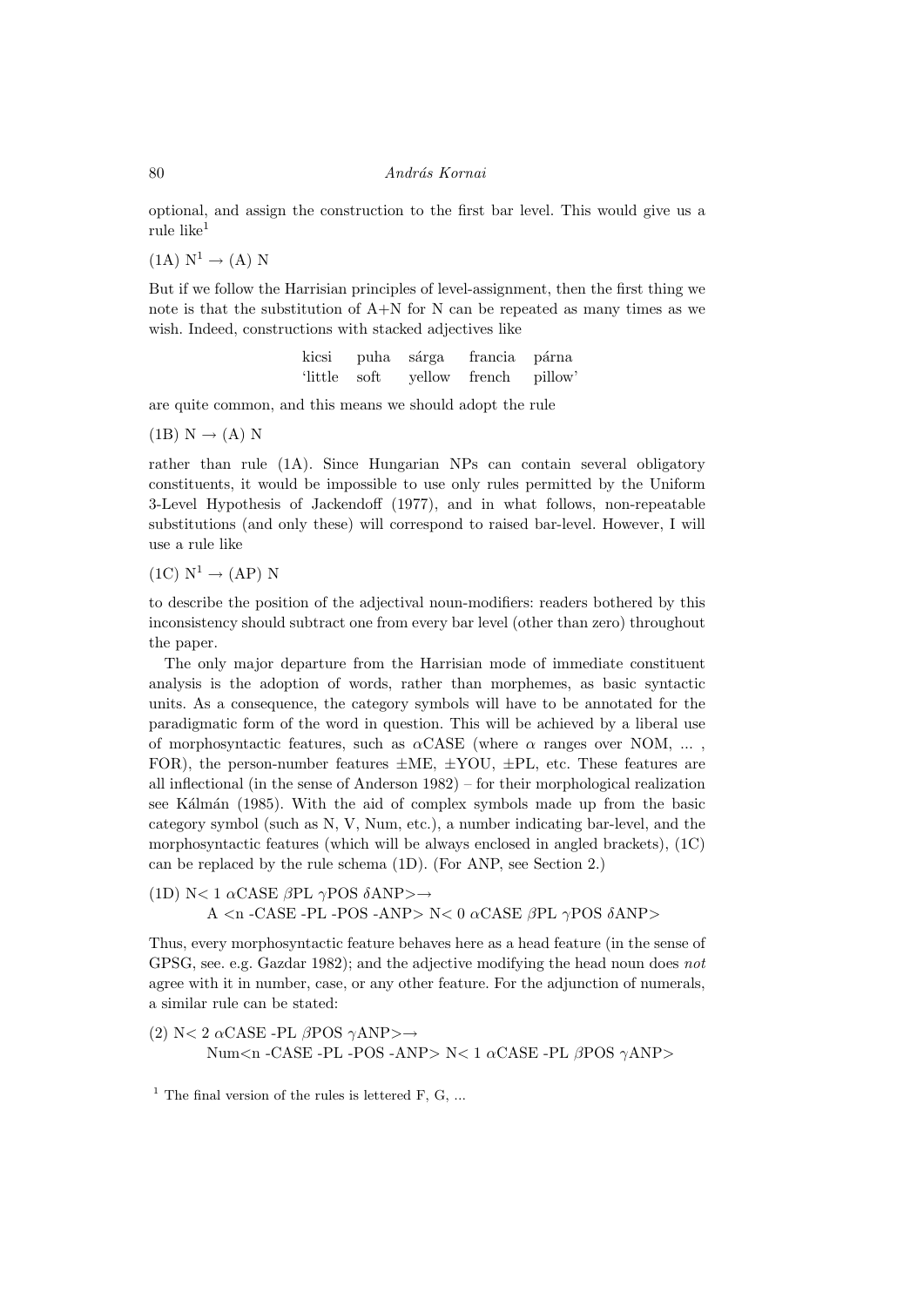optional, and assign the construction to the first bar level. This would give us a rule like[1]

(1A) $N^1 \rightarrow$ (A) N

But if we follow the Harrisian principles of level-assignment, then the first thing we note is that the substitution of A+N for N can be repeated as many times as we wish. Indeed, constructions with stacked adjectives like

| | | | | |
|---|---|---|---|---|
| kicsi | puha | sárga | francia | párna |
| 'little | soft | yellow | french | pillow' |

are quite common, and this means we should adopt the rule

(1B) N $\rightarrow$ (A) N

rather than rule (1A). Since Hungarian NPs can contain several obligatory constituents, it would be impossible to use only rules permitted by the Uniform 3-Level Hypothesis of Jackendoff (1977), and in what follows, non-repeatable substitutions (and only these) will correspond to raised bar-level. However, I will use a rule like

(1C) $N^1 \rightarrow$ (AP) N

to describe the position of the adjectival noun-modifiers: readers bothered by this inconsistency should subtract one from every bar level (other than zero) throughout the paper.

The only major departure from the Harrisian mode of immediate constituent analysis is the adoption of words, rather than morphemes, as basic syntactic units. As a consequence, the category symbols will have to be annotated for the paradigmatic form of the word in question. This will be achieved by a liberal use of morphosyntactic features, such as $\alpha$CASE (where $\alpha$ ranges over NOM, ... , FOR), the person-number features $\pm$ME, $\pm$YOU, $\pm$PL, etc. These features are all inflectional (in the sense of Anderson 1982) – for their morphological realization see Kálmán (1985). With the aid of complex symbols made up from the basic category symbol (such as N, V, Num, etc.), a number indicating bar-level, and the morphosyntactic features (which will be always enclosed in angled brackets), (1C) can be replaced by the rule schema (1D). (For ANP, see Section 2.)

(1D) N< 1 $\alpha$CASE $\beta$PL $\gamma$POS $\delta$ANP> $\rightarrow$
A <n -CASE -PL -POS -ANP> N< 0 $\alpha$CASE $\beta$PL $\gamma$POS $\delta$ANP>

Thus, every morphosyntactic feature behaves here as a head feature (in the sense of GPSG, see. e.g. Gazdar 1982); and the adjective modifying the head noun does *not* agree with it in number, case, or any other feature. For the adjunction of numerals, a similar rule can be stated:

(2) N< 2 $\alpha$CASE -PL $\beta$POS $\gamma$ANP> $\rightarrow$
Num<n -CASE -PL -POS -ANP> N< 1 $\alpha$CASE -PL $\beta$POS $\gamma$ANP>

[1] The final version of the rules is lettered F, G, ...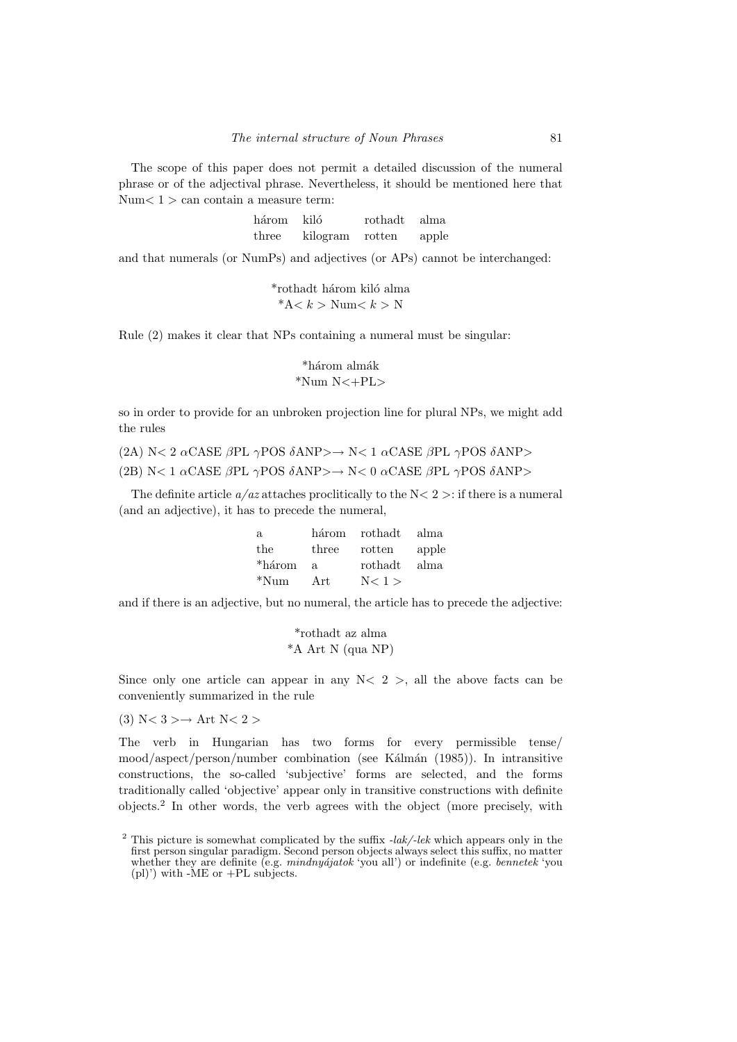The scope of this paper does not permit a detailed discussion of the numeral phrase or of the adjectival phrase. Nevertheless, it should be mentioned here that Num< 1 > can contain a measure term:

| | | | |
|---|---|---|---|
| három | kiló | rothadt | alma |
| three | kilogram | rotten | apple |

and that numerals (or NumPs) and adjectives (or APs) cannot be interchanged:

*rothadt három kiló alma
*A< $k$ > Num< $k$ > N

Rule (2) makes it clear that NPs containing a numeral must be singular:

*három almák
*Num N<+PL>

so in order to provide for an unbroken projection line for plural NPs, we might add the rules

(2A) N< 2 $\alpha$CASE $\beta$PL $\gamma$POS $\delta$ANP>→ N< 1 $\alpha$CASE $\beta$PL $\gamma$POS $\delta$ANP>

(2B) N< 1 $\alpha$CASE $\beta$PL $\gamma$POS $\delta$ANP>→ N< 0 $\alpha$CASE $\beta$PL $\gamma$POS $\delta$ANP>

The definite article *a/az* attaches proclitically to the N< 2 >: if there is a numeral (and an adjective), it has to precede the numeral,

| | | | |
|---|---|---|---|
| a | három | rothadt | alma |
| the | three | rotten | apple |
| *három | a | rothadt | alma |
| *Num | Art | N< 1 > | |

and if there is an adjective, but no numeral, the article has to precede the adjective:

*rothadt az alma
*A Art N (qua NP)

Since only one article can appear in any N< 2 >, all the above facts can be conveniently summarized in the rule

(3) N< 3 >→ Art N< 2 >

The verb in Hungarian has two forms for every permissible tense/ mood/aspect/person/number combination (see Kálmán (1985)). In intransitive constructions, the so-called 'subjective' forms are selected, and the forms traditionally called 'objective' appear only in transitive constructions with definite objects.[2] In other words, the verb agrees with the object (more precisely, with

[2] This picture is somewhat complicated by the suffix *-lak/-lek* which appears only in the first person singular paradigm. Second person objects always select this suffix, no matter whether they are definite (e.g. *mindnyájatok* 'you all') or indefinite (e.g. *bennetek* 'you (pl)') with -ME or +PL subjects.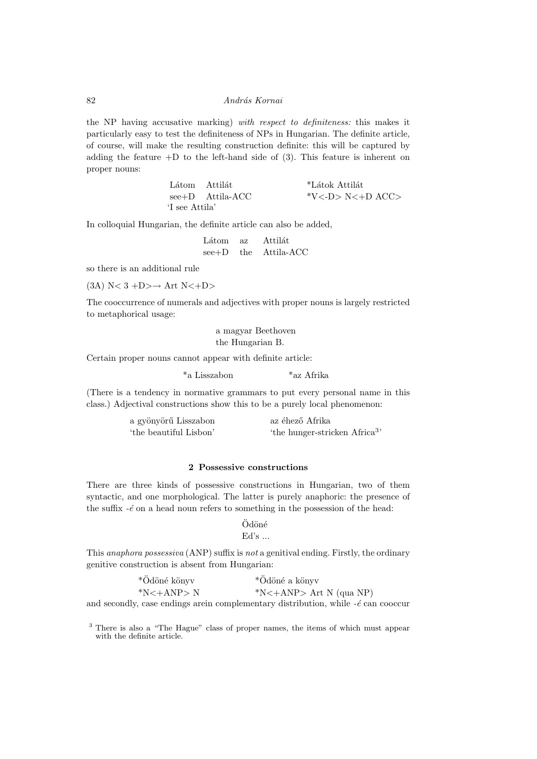the NP having accusative marking) *with respect to definiteness:* this makes it particularly easy to test the definiteness of NPs in Hungarian. The definite article, of course, will make the resulting construction definite: this will be captured by adding the feature +D to the left-hand side of (3). This feature is inherent on proper nouns:

| | | |
|---|---|---|
| Látom Attilát | | *Látok Attilát |
| see+D Attila-ACC | | *V<-D> N<+D ACC> |
| 'I see Attila' | | |

In colloquial Hungarian, the definite article can also be added,

Látom az Attilát
see+D the Attila-ACC

so there is an additional rule

(3A) N< 3 +D>→ Art N<+D>

The cooccurrence of numerals and adjectives with proper nouns is largely restricted to metaphorical usage:

a magyar Beethoven
the Hungarian B.

Certain proper nouns cannot appear with definite article:

*a Lisszabon *az Afrika

(There is a tendency in normative grammars to put every personal name in this class.) Adjectival constructions show this to be a purely local phenomenon:

| | |
|---|---|
| a gyönyörű Lisszabon | az éhező Afrika |
| 'the beautiful Lisbon' | 'the hunger-stricken Africa[3]' |

## 2 Possessive constructions

There are three kinds of possessive constructions in Hungarian, two of them syntactic, and one morphological. The latter is purely anaphoric: the presence of the suffix *-é* on a head noun refers to something in the possession of the head:

Ödöné
Ed's ...

This *anaphora possessiva* (ANP) suffix is *not* a genitival ending. Firstly, the ordinary genitive construction is absent from Hungarian:

| | |
|---|---|
| *Ödöné könyv | *Ödöné a könyv |
| *N<+ANP> N | *N<+ANP> Art N (qua NP) |

and secondly, case endings arein complementary distribution, while *-é* can cooccur

[3] There is also a "The Hague" class of proper names, the items of which must appear with the definite article.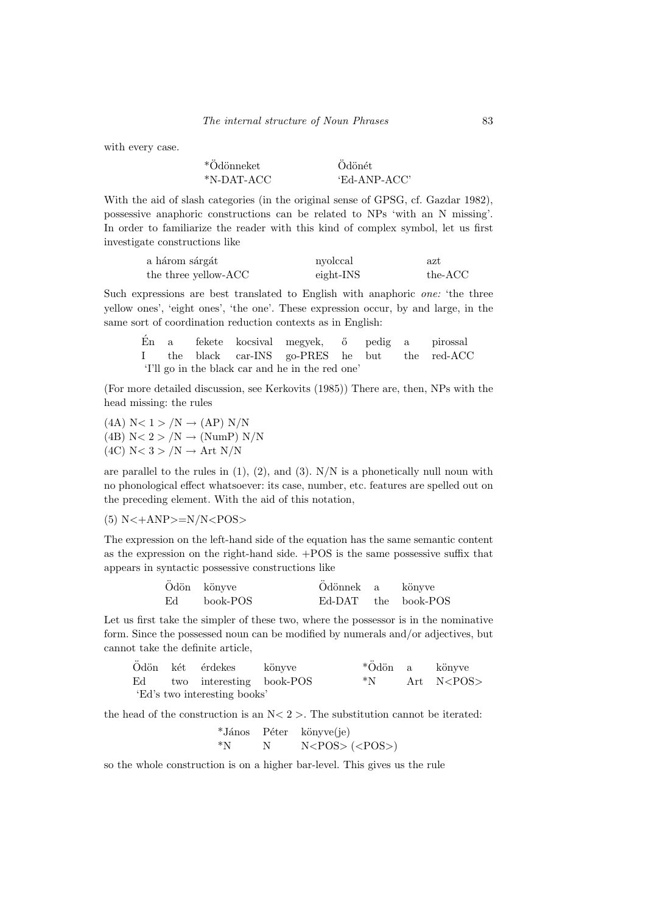with every case.

| | |
|---|---|
| \*Ödönneket | Ödönét |
| \*N-DAT-ACC | 'Ed-ANP-ACC' |

With the aid of slash categories (in the original sense of GPSG, cf. Gazdar 1982), possessive anaphoric constructions can be related to NPs 'with an N missing'. In order to familiarize the reader with this kind of complex symbol, let us first investigate constructions like

| | | |
|---|---|---|
| a három sárgát | nyolccal | azt |
| the three yellow-ACC | eight-INS | the-ACC |

Such expressions are best translated to English with anaphoric *one:* 'the three yellow ones', 'eight ones', 'the one'. These expression occur, by and large, in the same sort of coordination reduction contexts as in English:

| | | | | | | | | | |
|---|---|---|---|---|---|---|---|---|---|
| Én | a | fekete | kocsival | megyek, | ő | pedig | a | pirossal | |
| I | the | black | car-INS | go-PRES | he | but | the | red-ACC | |

'I'll go in the black car and he in the red one'

(For more detailed discussion, see Kerkovits (1985)) There are, then, NPs with the head missing: the rules

(4A) N< 1 > /N → (AP) N/N
(4B) N< 2 > /N → (NumP) N/N
(4C) N< 3 > /N → Art N/N

are parallel to the rules in (1), (2), and (3). N/N is a phonetically null noun with no phonological effect whatsoever: its case, number, etc. features are spelled out on the preceding element. With the aid of this notation,

(5) N<+ANP>=N/N<POS>

The expression on the left-hand side of the equation has the same semantic content as the expression on the right-hand side. +POS is the same possessive suffix that appears in syntactic possessive constructions like

| | | | | |
|---|---|---|---|---|
| Ödön | könyve | Ödönnek | a | könyve |
| Ed | book-POS | Ed-DAT | the | book-POS |

Let us first take the simpler of these two, where the possessor is in the nominative form. Since the possessed noun can be modified by numerals and/or adjectives, but cannot take the definite article,

| | | | | | | |
|---|---|---|---|---|---|---|
| Ödön | két | érdekes | könyve | \*Ödön | a | könyve |
| Ed | two | interesting | book-POS | \*N | Art | N<POS> |

'Ed's two interesting books'

the head of the construction is an N< 2 >. The substitution cannot be iterated:

| | | |
|---|---|---|
| \*János | Péter | könyve(je) |
| \*N | N | N<POS> (<POS>) |

so the whole construction is on a higher bar-level. This gives us the rule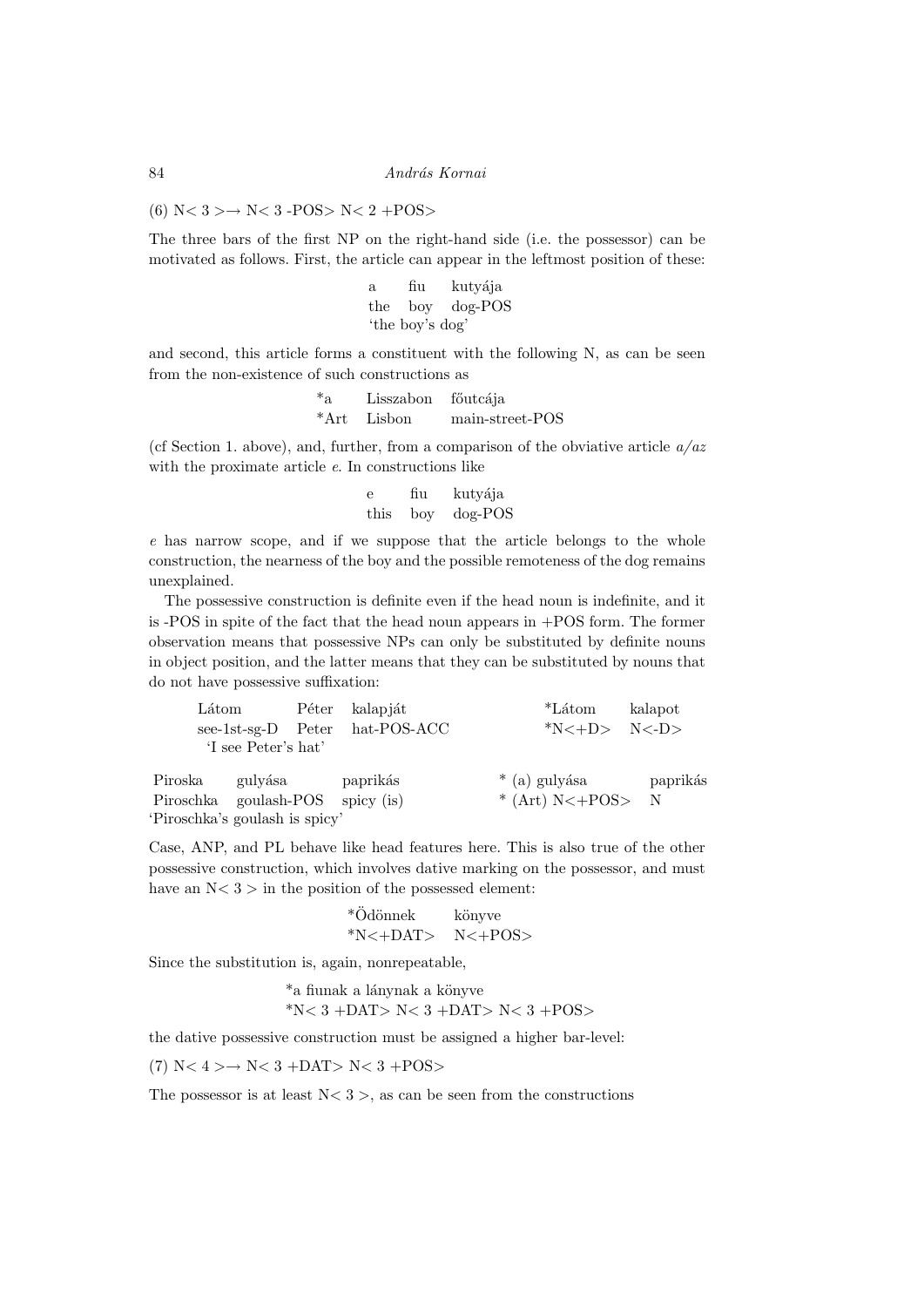(6) N< 3 >→ N< 3 -POS> N< 2 +POS>

The three bars of the first NP on the right-hand side (i.e. the possessor) can be motivated as follows. First, the article can appear in the leftmost position of these:

| | | |
|---|---|---|
| a | fiu | kutyája |
| the | boy | dog-POS |
| 'the boy's dog' | | |

and second, this article forms a constituent with the following N, as can be seen from the non-existence of such constructions as

| | | |
|---|---|---|
| *a | Lisszabon | főutcája |
| *Art | Lisbon | main-street-POS |

(cf Section 1. above), and, further, from a comparison of the obviative article *a/az* with the proximate article *e*. In constructions like

| | | |
|---|---|---|
| e | fiu | kutyája |
| this | boy | dog-POS |

*e* has narrow scope, and if we suppose that the article belongs to the whole construction, the nearness of the boy and the possible remoteness of the dog remains unexplained.

The possessive construction is definite even if the head noun is indefinite, and it is -POS in spite of the fact that the head noun appears in +POS form. The former observation means that possessive NPs can only be substituted by definite nouns in object position, and the latter means that they can be substituted by nouns that do not have possessive suffixation:

| | | | | |
|---|---|---|---|---|
| Látom | Péter | kalapját | *Látom | kalapot |
| see-1st-sg-D | Peter | hat-POS-ACC | *N<+D> | N<-D> |
| 'I see Peter's hat' | | | | |

| | | | | |
|---|---|---|---|---|
| Piroska | gulyása | paprikás | * (a) gulyása | paprikás |
| Piroschka | goulash-POS | spicy (is) | * (Art) N<+POS> | N |
| 'Piroschka's goulash is spicy' | | | | |

Case, ANP, and PL behave like head features here. This is also true of the other possessive construction, which involves dative marking on the possessor, and must have an N< 3 > in the position of the possessed element:

| | |
|---|---|
| *Ödönnek | könyve |
| *N<+DAT> | N<+POS> |

Since the substitution is, again, nonrepeatable,

*a fiunak a lánynak a könyve
*N< 3 +DAT> N< 3 +DAT> N< 3 +POS>

the dative possessive construction must be assigned a higher bar-level:

(7) N< 4 >→ N< 3 +DAT> N< 3 +POS>

The possessor is at least N< 3 >, as can be seen from the constructions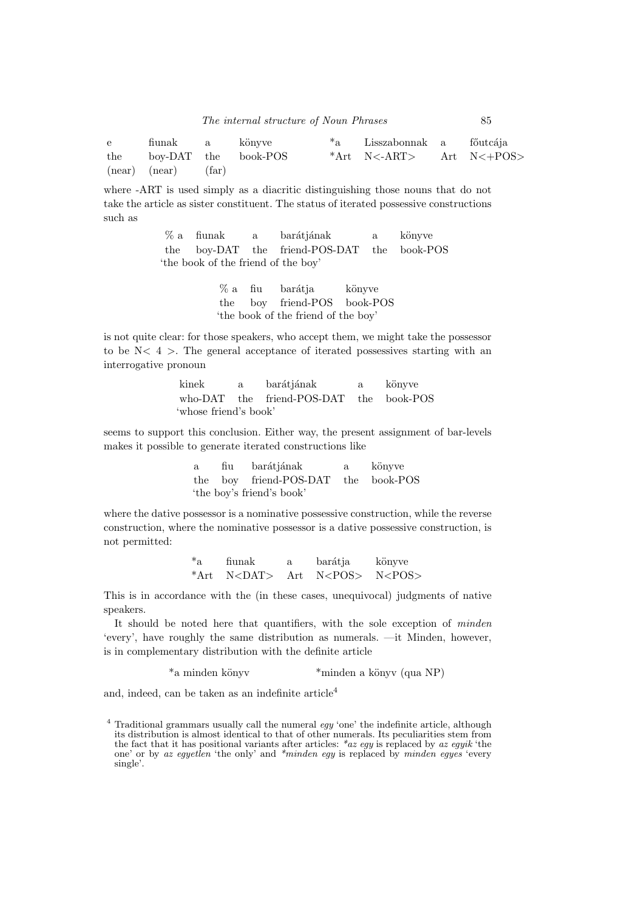| | | | | | | | |
|---|---|---|---|---|---|---|---|
| e | fiunak | a | könyve | *a | Lisszabonnak | a | főutcája |
| the | boy-DAT | the | book-POS | *Art | N<-ART> | Art | N<+POS> |
| (near) | (near) | (far) | | | | | |

where -ART is used simply as a diacritic distinguishing those nouns that do not take the article as sister constituent. The status of iterated possessive constructions such as

| | | | | | |
|---|---|---|---|---|---|
| % a | fiunak | a | barátjának | a | könyve |
| the | boy-DAT | the | friend-POS-DAT | the | book-POS |

'the book of the friend of the boy'

| | | | |
|---|---|---|---|
| % a | fiu | barátja | könyve |
| the | boy | friend-POS | book-POS |

'the book of the friend of the boy'

is not quite clear: for those speakers, who accept them, we might take the possessor to be N< 4 >. The general acceptance of iterated possessives starting with an interrogative pronoun

| | | | | |
|---|---|---|---|---|
| kinek | a | barátjának | a | könyve |
| who-DAT | the | friend-POS-DAT | the | book-POS |

'whose friend's book'

seems to support this conclusion. Either way, the present assignment of bar-levels makes it possible to generate iterated constructions like

| | | | | |
|---|---|---|---|---|
| a | fiu | barátjának | a | könyve |
| the | boy | friend-POS-DAT | the | book-POS |

'the boy's friend's book'

where the dative possessor is a nominative possessive construction, while the reverse construction, where the nominative possessor is a dative possessive construction, is not permitted:

| | | | | |
|---|---|---|---|---|
| *a | fiunak | a | barátja | könyve |
| *Art | N<DAT> | Art | N<POS> | N<POS> |

This is in accordance with the (in these cases, unequivocal) judgments of native speakers.

It should be noted here that quantifiers, with the sole exception of *minden* 'every', have roughly the same distribution as numerals. —it Minden, however, is in complementary distribution with the definite article

*a minden könyv　　　　*minden a könyv (qua NP)

and, indeed, can be taken as an indefinite article[4]

[4] Traditional grammars usually call the numeral *egy* 'one' the indefinite article, although its distribution is almost identical to that of other numerals. Its peculiarities stem from the fact that it has positional variants after articles: *\*az egy* is replaced by *az egyik* 'the one' or by *az egyetlen* 'the only' and *\*minden egy* is replaced by *minden egyes* 'every single'.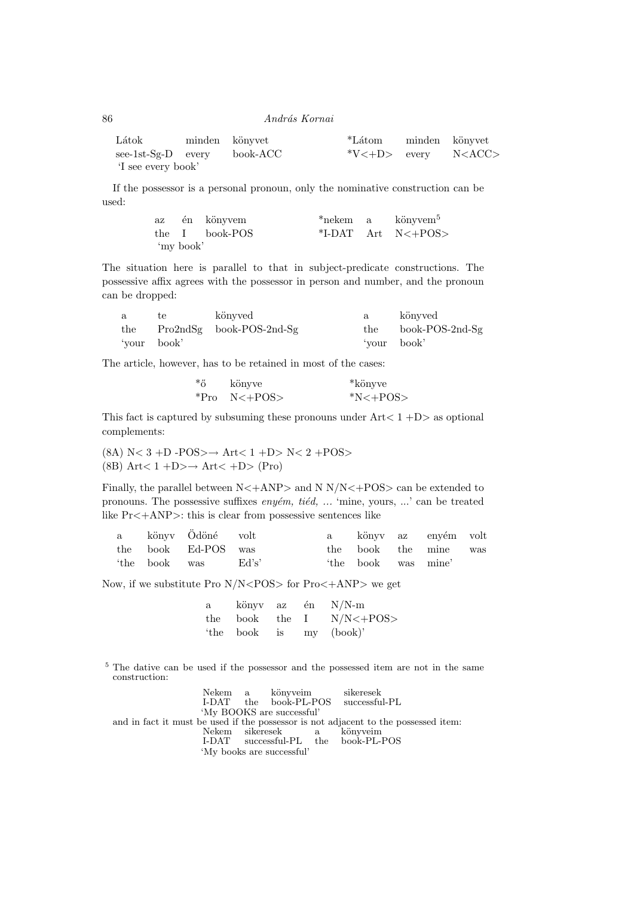| | | | | | |
|---|---|---|---|---|---|
| Látok | minden | könyvet | *Látom | minden | könyvet |
| see-1st-Sg-D | every | book-ACC | *V<+D> | every | N<ACC> |
| 'I see every book' | | | | | |

If the possessor is a personal pronoun, only the nominative construction can be used:

| | | | | | |
|---|---|---|---|---|---|
| az | én | könyvem | *nekem | a | könyvem[5] |
| the | I | book-POS | *I-DAT | Art | N<+POS> |
| 'my book' | | | | | |

The situation here is parallel to that in subject-predicate constructions. The possessive affix agrees with the possessor in person and number, and the pronoun can be dropped:

| | | | | |
|---|---|---|---|---|
| a | te | könyved | a | könyved |
| the | Pro2ndSg | book-POS-2nd-Sg | the | book-POS-2nd-Sg |
| 'your | book' | | 'your | book' |

The article, however, has to be retained in most of the cases:

| | | |
|---|---|---|
| *ő | könyve | *könyve |
| *Pro | N<+POS> | *N<+POS> |

This fact is captured by subsuming these pronouns under Art< 1 +D> as optional complements:

(8A) N< 3 +D -POS>→ Art< 1 +D> N< 2 +POS>
(8B) Art< 1 +D>→ Art< +D> (Pro)

Finally, the parallel between N<+ANP> and N N/N<+POS> can be extended to pronouns. The possessive suffixes *enyém, tiéd, ...* 'mine, yours, ...' can be treated like Pr<+ANP>: this is clear from possessive sentences like

| | | | | | | | | |
|---|---|---|---|---|---|---|---|---|
| a | könyv | Ödöné | volt | a | könyv | az | enyém | volt |
| the | book | Ed-POS | was | the | book | the | mine | was |
| 'the | book | was | Ed's' | 'the | book | was | mine' | |

Now, if we substitute Pro N/N<POS> for Pro<+ANP> we get

| | | | | |
|---|---|---|---|---|
| a | könyv | az | én | N/N-m |
| the | book | the | I | N/N<+POS> |
| 'the | book | is | my | (book)' |

[5] The dative can be used if the possessor and the possessed item are not in the same construction:

| | | | |
|---|---|---|---|
| Nekem | a | könyveim | sikeresek |
| I-DAT | the | book-PL-POS | successful-PL |
| 'My BOOKS are successful' | | | |

and in fact it must be used if the possessor is not adjacent to the possessed item:

| | | | |
|---|---|---|---|
| Nekem | sikeresek | a | könyveim |
| I-DAT | successful-PL | the | book-PL-POS |
| 'My books are successful' | | | |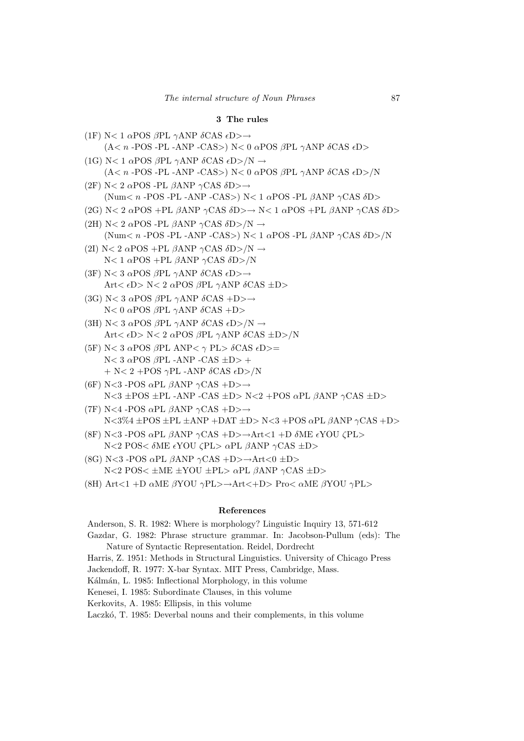## 3 The rules

(1F) N< 1 $\alpha$POS $\beta$PL $\gamma$ANP $\delta$CAS $\epsilon$D>→
(A< $n$ -POS -PL -ANP -CAS>) N< 0 $\alpha$POS $\beta$PL $\gamma$ANP $\delta$CAS $\epsilon$D>

(1G) N< 1 $\alpha$POS $\beta$PL $\gamma$ANP $\delta$CAS $\epsilon$D>/N →
(A< $n$ -POS -PL -ANP -CAS>) N< 0 $\alpha$POS $\beta$PL $\gamma$ANP $\delta$CAS $\epsilon$D>/N

(2F) N< 2 $\alpha$POS -PL $\beta$ANP $\gamma$CAS $\delta$D>→
(Num< $n$ -POS -PL -ANP -CAS>) N< 1 $\alpha$POS -PL $\beta$ANP $\gamma$CAS $\delta$D>

(2G) N< 2 $\alpha$POS +PL $\beta$ANP $\gamma$CAS $\delta$D>→ N< 1 $\alpha$POS +PL $\beta$ANP $\gamma$CAS $\delta$D>

(2H) N< 2 $\alpha$POS -PL $\beta$ANP $\gamma$CAS $\delta$D>/N →
(Num< $n$ -POS -PL -ANP -CAS>) N< 1 $\alpha$POS -PL $\beta$ANP $\gamma$CAS $\delta$D>/N

(2I) N< 2 $\alpha$POS +PL $\beta$ANP $\gamma$CAS $\delta$D>/N →
N< 1 $\alpha$POS +PL $\beta$ANP $\gamma$CAS $\delta$D>/N

(3F) N< 3 $\alpha$POS $\beta$PL $\gamma$ANP $\delta$CAS $\epsilon$D>→
Art< $\epsilon$D> N< 2 $\alpha$POS $\beta$PL $\gamma$ANP $\delta$CAS ±D>

(3G) N< 3 $\alpha$POS $\beta$PL $\gamma$ANP $\delta$CAS +D>→
N< 0 $\alpha$POS $\beta$PL $\gamma$ANP $\delta$CAS +D>

(3H) N< 3 $\alpha$POS $\beta$PL $\gamma$ANP $\delta$CAS $\epsilon$D>/N →
Art< $\epsilon$D> N< 2 $\alpha$POS $\beta$PL $\gamma$ANP $\delta$CAS ±D>/N

(5F) N< 3 $\alpha$POS $\beta$PL ANP< $\gamma$ PL> $\delta$CAS $\epsilon$D>=
N< 3 $\alpha$POS $\beta$PL -ANP -CAS ±D> +
+ N< 2 +POS $\gamma$PL -ANP $\delta$CAS $\epsilon$D>/N

(6F) N<3 -POS $\alpha$PL $\beta$ANP $\gamma$CAS +D>→
N<3 ±POS ±PL -ANP -CAS ±D> N<2 +POS $\alpha$PL $\beta$ANP $\gamma$CAS ±D>

(7F) N<4 -POS $\alpha$PL $\beta$ANP $\gamma$CAS +D>→
N<3%4 ±POS ±PL ±ANP +DAT ±D> N<3 +POS $\alpha$PL $\beta$ANP $\gamma$CAS +D>

(8F) N<3 -POS $\alpha$PL $\beta$ANP $\gamma$CAS +D>→Art<1 +D $\delta$ME $\epsilon$YOU $\zeta$PL>
N<2 POS< $\delta$ME $\epsilon$YOU $\zeta$PL> $\alpha$PL $\beta$ANP $\gamma$CAS ±D>

(8G) N<3 -POS $\alpha$PL $\beta$ANP $\gamma$CAS +D>→Art<0 ±D>
N<2 POS< ±ME ±YOU ±PL> $\alpha$PL $\beta$ANP $\gamma$CAS ±D>

(8H) Art<1 +D $\alpha$ME $\beta$YOU $\gamma$PL>→Art<+D> Pro< $\alpha$ME $\beta$YOU $\gamma$PL>

## References

Anderson, S. R. 1982: Where is morphology? Linguistic Inquiry 13, 571-612

Gazdar, G. 1982: Phrase structure grammar. In: Jacobson-Pullum (eds): The Nature of Syntactic Representation. Reidel, Dordrecht

Harris, Z. 1951: Methods in Structural Linguistics. University of Chicago Press

Jackendoff, R. 1977: X-bar Syntax. MIT Press, Cambridge, Mass.

Kálmán, L. 1985: Inflectional Morphology, in this volume

Kenesei, I. 1985: Subordinate Clauses, in this volume

Kerkovits, A. 1985: Ellipsis, in this volume

Laczkó, T. 1985: Deverbal nouns and their complements, in this volume